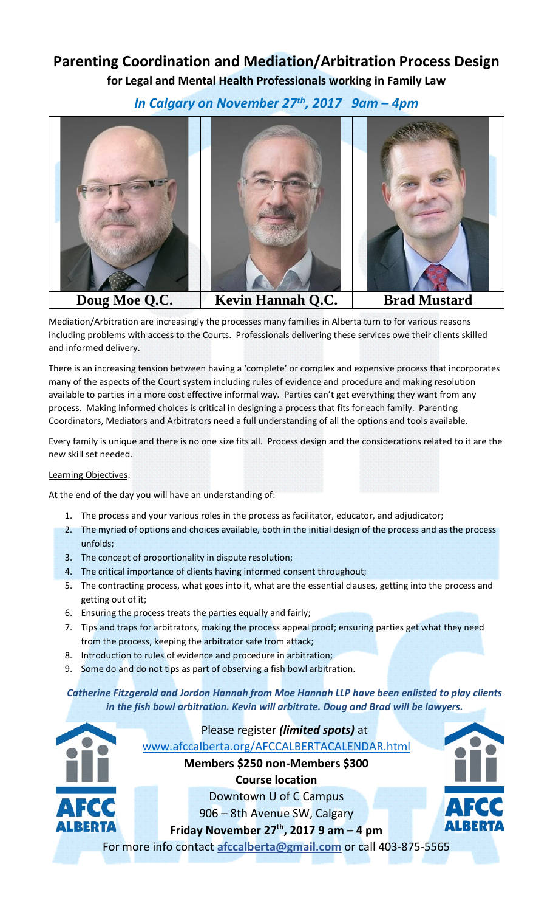# Parenting Coordination and Mediation/Arbitration Process Design

**for Legal and Mental Health Professionals working in Family Law**

***In Calgary on November 27th, 2017 9am – 4pm***

| Doug Moe Q.C. | Kevin Hannah Q.C. | Brad Mustard |
|---|---|---|

Mediation/Arbitration are increasingly the processes many families in Alberta turn to for various reasons including problems with access to the Courts. Professionals delivering these services owe their clients skilled and informed delivery.

There is an increasing tension between having a 'complete' or complex and expensive process that incorporates many of the aspects of the Court system including rules of evidence and procedure and making resolution available to parties in a more cost effective informal way. Parties can't get everything they want from any process. Making informed choices is critical in designing a process that fits for each family. Parenting Coordinators, Mediators and Arbitrators need a full understanding of all the options and tools available.

Every family is unique and there is no one size fits all. Process design and the considerations related to it are the new skill set needed.

Learning Objectives:

At the end of the day you will have an understanding of:

1. The process and your various roles in the process as facilitator, educator, and adjudicator;
2. The myriad of options and choices available, both in the initial design of the process and as the process unfolds;
3. The concept of proportionality in dispute resolution;
4. The critical importance of clients having informed consent throughout;
5. The contracting process, what goes into it, what are the essential clauses, getting into the process and getting out of it;
6. Ensuring the process treats the parties equally and fairly;
7. Tips and traps for arbitrators, making the process appeal proof; ensuring parties get what they need from the process, keeping the arbitrator safe from attack;
8. Introduction to rules of evidence and procedure in arbitration;
9. Some do and do not tips as part of observing a fish bowl arbitration.

***Catherine Fitzgerald and Jordon Hannah from Moe Hannah LLP have been enlisted to play clients in the fish bowl arbitration. Kevin will arbitrate. Doug and Brad will be lawyers.***

Please register ***(limited spots)*** at
www.afccalberta.org/AFCCALBERTACALENDAR.html

**Members $250 non-Members $300**

**Course location**

Downtown U of C Campus

906 – 8th Avenue SW, Calgary

**Friday November 27th, 2017 9 am – 4 pm**

For more info contact **afccalberta@gmail.com** or call 403-875-5565

AFCC ALBERTA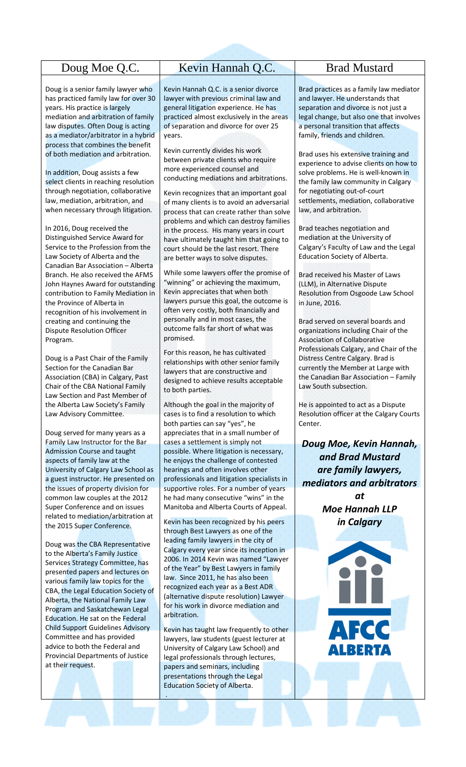## Doug Moe Q.C.

Doug is a senior family lawyer who has practiced family law for over 30 years. His practice is largely mediation and arbitration of family law disputes. Often Doug is acting as a mediator/arbitrator in a hybrid process that combines the benefit of both mediation and arbitration.

In addition, Doug assists a few select clients in reaching resolution through negotiation, collaborative law, mediation, arbitration, and when necessary through litigation.

In 2016, Doug received the Distinguished Service Award for Service to the Profession from the Law Society of Alberta and the Canadian Bar Association – Alberta Branch. He also received the AFMS John Haynes Award for outstanding contribution to Family Mediation in the Province of Alberta in recognition of his involvement in creating and continuing the Dispute Resolution Officer Program.

Doug is a Past Chair of the Family Section for the Canadian Bar Association (CBA) in Calgary, Past Chair of the CBA National Family Law Section and Past Member of the Alberta Law Society's Family Law Advisory Committee.

Doug served for many years as a Family Law Instructor for the Bar Admission Course and taught aspects of family law at the University of Calgary Law School as a guest instructor. He presented on the issues of property division for common law couples at the 2012 Super Conference and on issues related to mediation/arbitration at the 2015 Super Conference.

Doug was the CBA Representative to the Alberta's Family Justice Services Strategy Committee, has presented papers and lectures on various family law topics for the CBA, the Legal Education Society of Alberta, the National Family Law Program and Saskatchewan Legal Education. He sat on the Federal Child Support Guidelines Advisory Committee and has provided advice to both the Federal and Provincial Departments of Justice at their request.

## Kevin Hannah Q.C.

Kevin Hannah Q.C. is a senior divorce lawyer with previous criminal law and general litigation experience. He has practiced almost exclusively in the areas of separation and divorce for over 25 years.

Kevin currently divides his work between private clients who require more experienced counsel and conducting mediations and arbitrations.

Kevin recognizes that an important goal of many clients is to avoid an adversarial process that can create rather than solve problems and which can destroy families in the process. His many years in court have ultimately taught him that going to court should be the last resort. There are better ways to solve disputes.

While some lawyers offer the promise of "winning" or achieving the maximum, Kevin appreciates that when both lawyers pursue this goal, the outcome is often very costly, both financially and personally and in most cases, the outcome falls far short of what was promised.

For this reason, he has cultivated relationships with other senior family lawyers that are constructive and designed to achieve results acceptable to both parties.

Although the goal in the majority of cases is to find a resolution to which both parties can say "yes", he appreciates that in a small number of cases a settlement is simply not possible. Where litigation is necessary, he enjoys the challenge of contested hearings and often involves other professionals and litigation specialists in supportive roles. For a number of years he had many consecutive "wins" in the Manitoba and Alberta Courts of Appeal.

Kevin has been recognized by his peers through Best Lawyers as one of the leading family lawyers in the city of Calgary every year since its inception in 2006. In 2014 Kevin was named "Lawyer of the Year" by Best Lawyers in family law. Since 2011, he has also been recognized each year as a Best ADR (alternative dispute resolution) Lawyer for his work in divorce mediation and arbitration.

Kevin has taught law frequently to other lawyers, law students (guest lecturer at University of Calgary Law School) and legal professionals through lectures, papers and seminars, including presentations through the Legal Education Society of Alberta.

## Brad Mustard

Brad practices as a family law mediator and lawyer. He understands that separation and divorce is not just a legal change, but also one that involves a personal transition that affects family, friends and children.

Brad uses his extensive training and experience to advise clients on how to solve problems. He is well-known in the family law community in Calgary for negotiating out-of-court settlements, mediation, collaborative law, and arbitration.

Brad teaches negotiation and mediation at the University of Calgary's Faculty of Law and the Legal Education Society of Alberta.

Brad received his Master of Laws (LLM), in Alternative Dispute Resolution from Osgoode Law School in June, 2016.

Brad served on several boards and organizations including Chair of the Association of Collaborative Professionals Calgary, and Chair of the Distress Centre Calgary. Brad is currently the Member at Large with the Canadian Bar Association – Family Law South subsection.

He is appointed to act as a Dispute Resolution officer at the Calgary Courts Center.

***Doug Moe, Kevin Hannah, and Brad Mustard are family lawyers, mediators and arbitrators at Moe Hannah LLP in Calgary***

AFCC ALBERTA